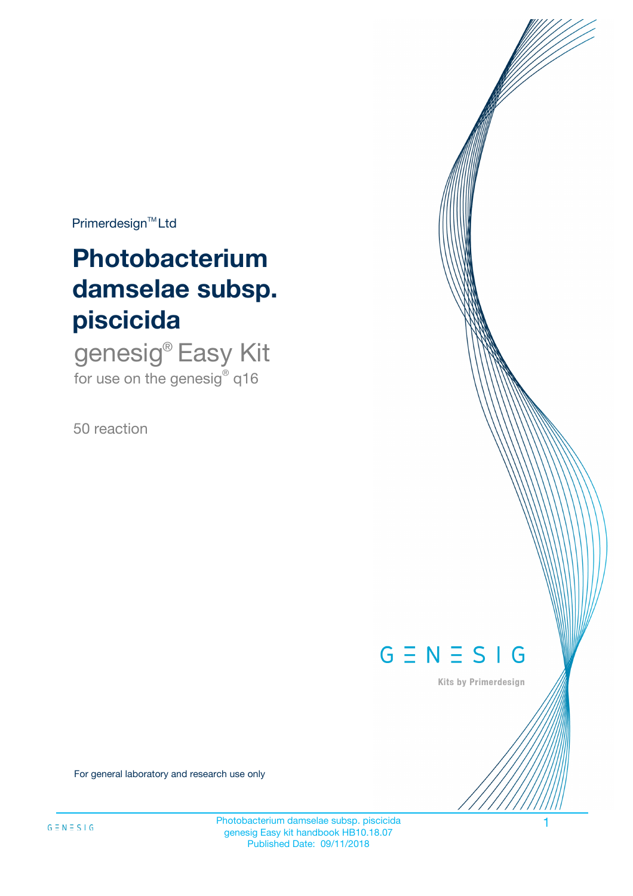Primerdesign™ Ltd

# Photobacterium damselae subsp. piscicida

genesig® Easy Kit
for use on the genesig® q16

50 reaction

G Ξ N Ξ S I G

Kits by Primerdesign

For general laboratory and research use only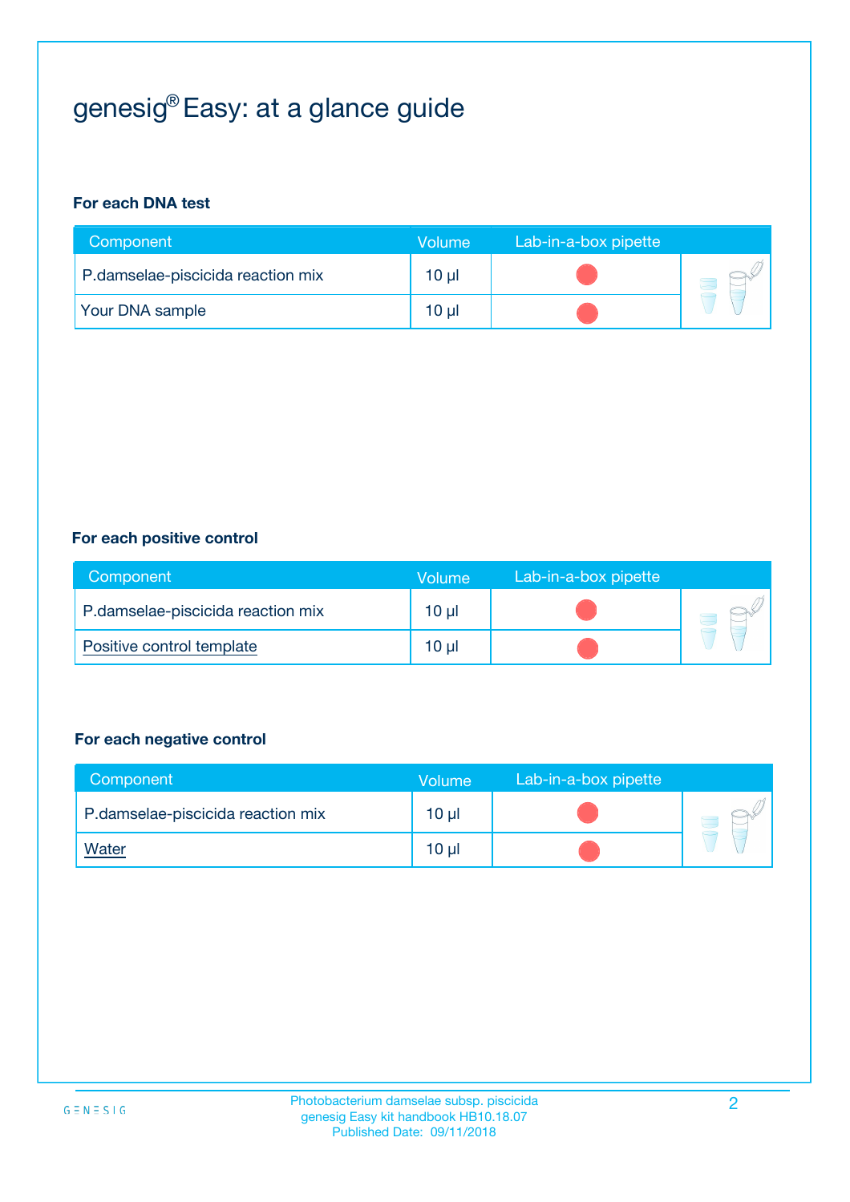# genesig® Easy: at a glance guide

**For each DNA test**

| Component | Volume | Lab-in-a-box pipette |
|---|---|---|
| P.damselae-piscicida reaction mix | 10 µl | |
| Your DNA sample | 10 µl | |

**For each positive control**

| Component | Volume | Lab-in-a-box pipette |
|---|---|---|
| P.damselae-piscicida reaction mix | 10 µl | |
| Positive control template | 10 µl | |

**For each negative control**

| Component | Volume | Lab-in-a-box pipette |
|---|---|---|
| P.damselae-piscicida reaction mix | 10 µl | |
| Water | 10 µl | |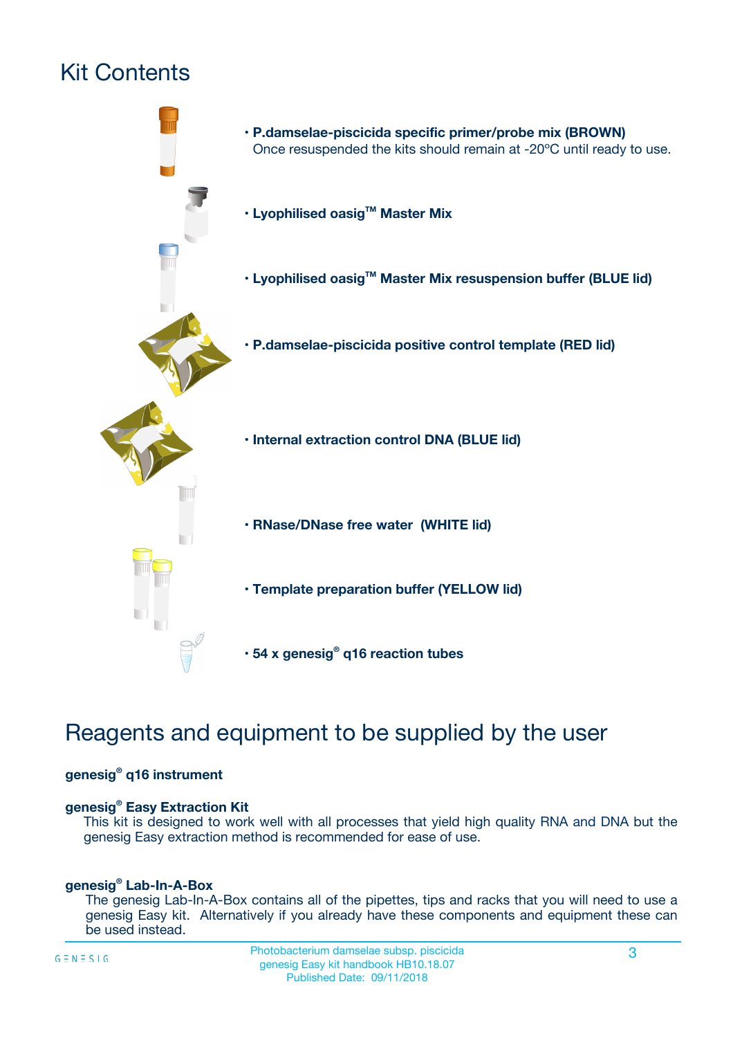# Kit Contents

- **P.damselae-piscicida specific primer/probe mix (BROWN)**
  Once resuspended the kits should remain at -20ºC until ready to use.
- **Lyophilised oasig™ Master Mix**
- **Lyophilised oasig™ Master Mix resuspension buffer (BLUE lid)**
- **P.damselae-piscicida positive control template (RED lid)**
- **Internal extraction control DNA (BLUE lid)**
- **RNase/DNase free water (WHITE lid)**
- **Template preparation buffer (YELLOW lid)**
- **54 x genesig® q16 reaction tubes**

# Reagents and equipment to be supplied by the user

**genesig® q16 instrument**

**genesig® Easy Extraction Kit**

This kit is designed to work well with all processes that yield high quality RNA and DNA but the genesig Easy extraction method is recommended for ease of use.

**genesig® Lab-In-A-Box**

The genesig Lab-In-A-Box contains all of the pipettes, tips and racks that you will need to use a genesig Easy kit. Alternatively if you already have these components and equipment these can be used instead.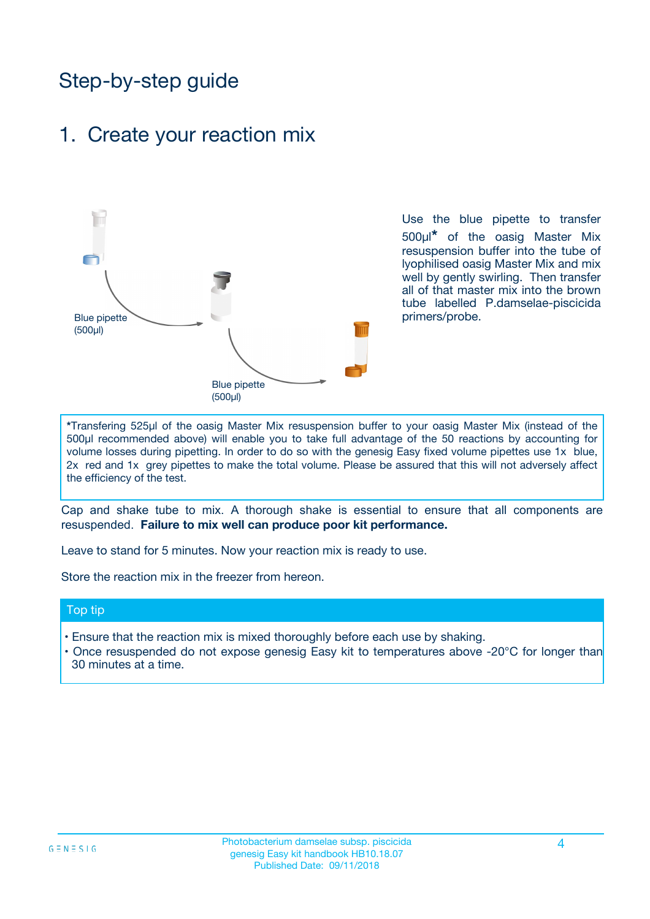# Step-by-step guide

## 1. Create your reaction mix

Blue pipette (500µl)

Blue pipette (500µl)

Use the blue pipette to transfer 500µl* of the oasig Master Mix resuspension buffer into the tube of lyophilised oasig Master Mix and mix well by gently swirling. Then transfer all of that master mix into the brown tube labelled P.damselae-piscicida primers/probe.

*Transfering 525µl of the oasig Master Mix resuspension buffer to your oasig Master Mix (instead of the 500µl recommended above) will enable you to take full advantage of the 50 reactions by accounting for volume losses during pipetting. In order to do so with the genesig Easy fixed volume pipettes use 1x blue, 2x red and 1x grey pipettes to make the total volume. Please be assured that this will not adversely affect the efficiency of the test.

Cap and shake tube to mix. A thorough shake is essential to ensure that all components are resuspended. **Failure to mix well can produce poor kit performance.**

Leave to stand for 5 minutes. Now your reaction mix is ready to use.

Store the reaction mix in the freezer from hereon.

### Top tip

- Ensure that the reaction mix is mixed thoroughly before each use by shaking.
- Once resuspended do not expose genesig Easy kit to temperatures above -20°C for longer than 30 minutes at a time.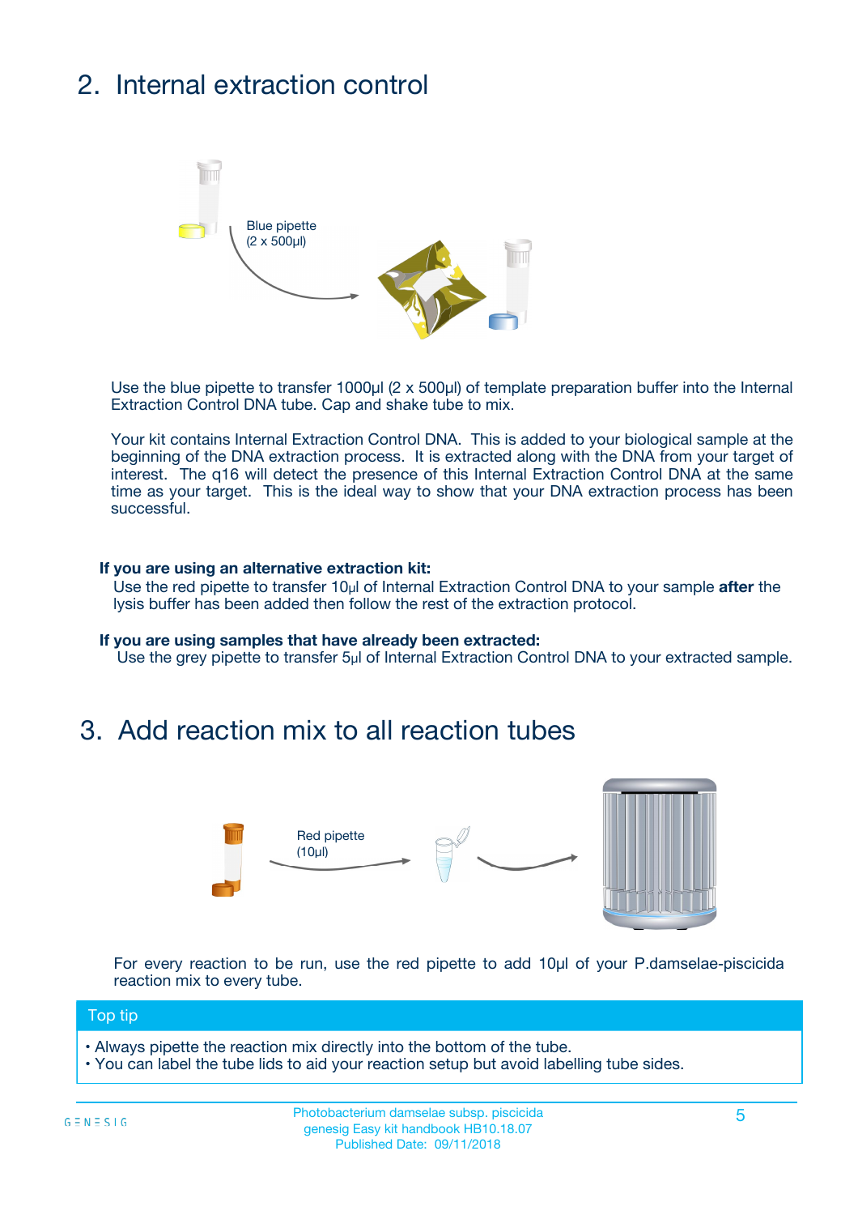## 2. Internal extraction control

Blue pipette (2 x 500µl)

Use the blue pipette to transfer 1000µl (2 x 500µl) of template preparation buffer into the Internal Extraction Control DNA tube. Cap and shake tube to mix.

Your kit contains Internal Extraction Control DNA. This is added to your biological sample at the beginning of the DNA extraction process. It is extracted along with the DNA from your target of interest. The q16 will detect the presence of this Internal Extraction Control DNA at the same time as your target. This is the ideal way to show that your DNA extraction process has been successful.

**If you are using an alternative extraction kit:**

Use the red pipette to transfer 10µl of Internal Extraction Control DNA to your sample **after** the lysis buffer has been added then follow the rest of the extraction protocol.

**If you are using samples that have already been extracted:**

Use the grey pipette to transfer 5µl of Internal Extraction Control DNA to your extracted sample.

## 3. Add reaction mix to all reaction tubes

Red pipette (10µl)

For every reaction to be run, use the red pipette to add 10µl of your P.damselae-piscicida reaction mix to every tube.

**Top tip**

- Always pipette the reaction mix directly into the bottom of the tube.
- You can label the tube lids to aid your reaction setup but avoid labelling tube sides.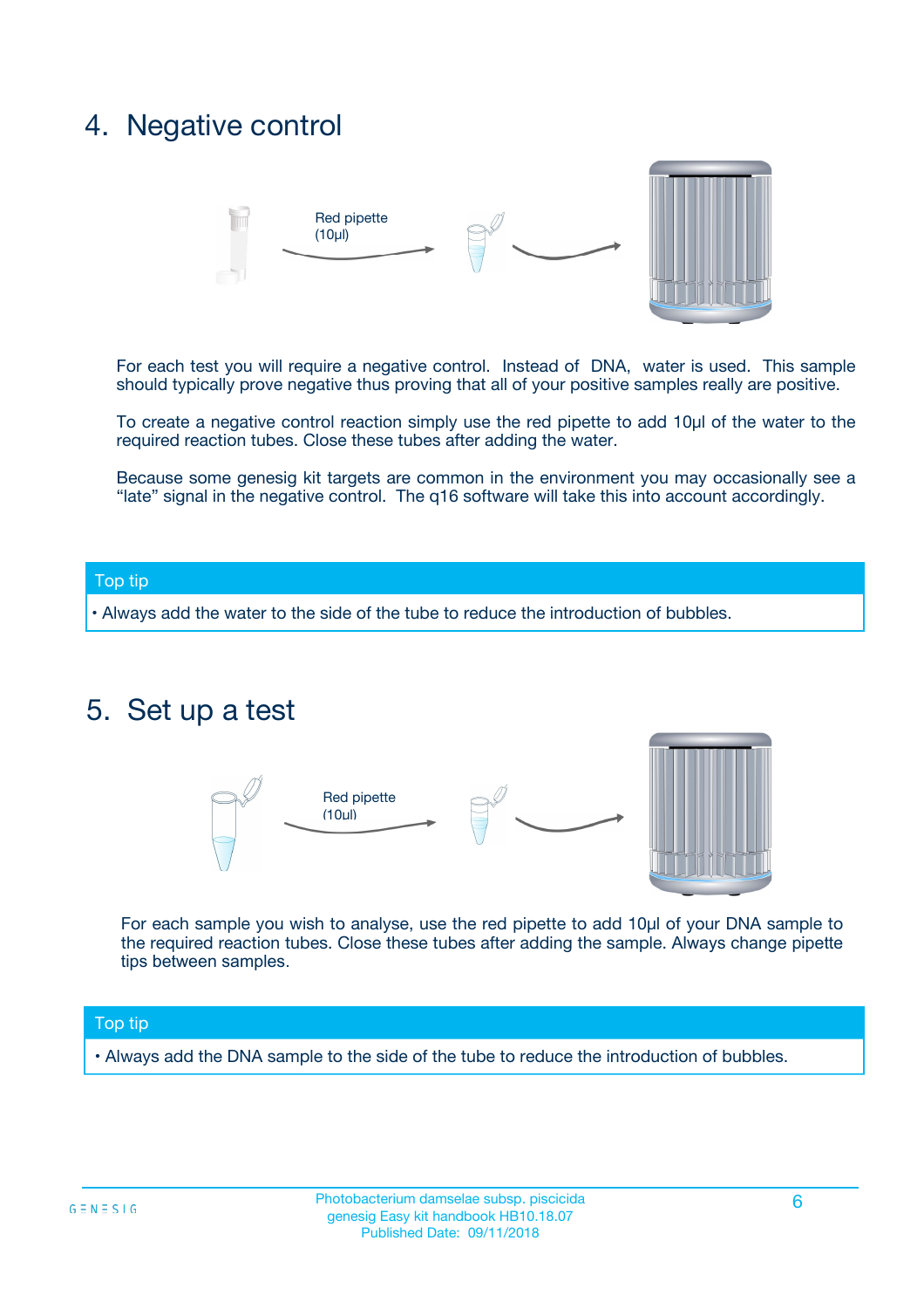## 4. Negative control

Red pipette (10µl)

For each test you will require a negative control. Instead of DNA, water is used. This sample should typically prove negative thus proving that all of your positive samples really are positive.

To create a negative control reaction simply use the red pipette to add 10µl of the water to the required reaction tubes. Close these tubes after adding the water.

Because some genesig kit targets are common in the environment you may occasionally see a "late" signal in the negative control. The q16 software will take this into account accordingly.

**Top tip**

- Always add the water to the side of the tube to reduce the introduction of bubbles.

## 5. Set up a test

Red pipette (10µl)

For each sample you wish to analyse, use the red pipette to add 10µl of your DNA sample to the required reaction tubes. Close these tubes after adding the sample. Always change pipette tips between samples.

**Top tip**

- Always add the DNA sample to the side of the tube to reduce the introduction of bubbles.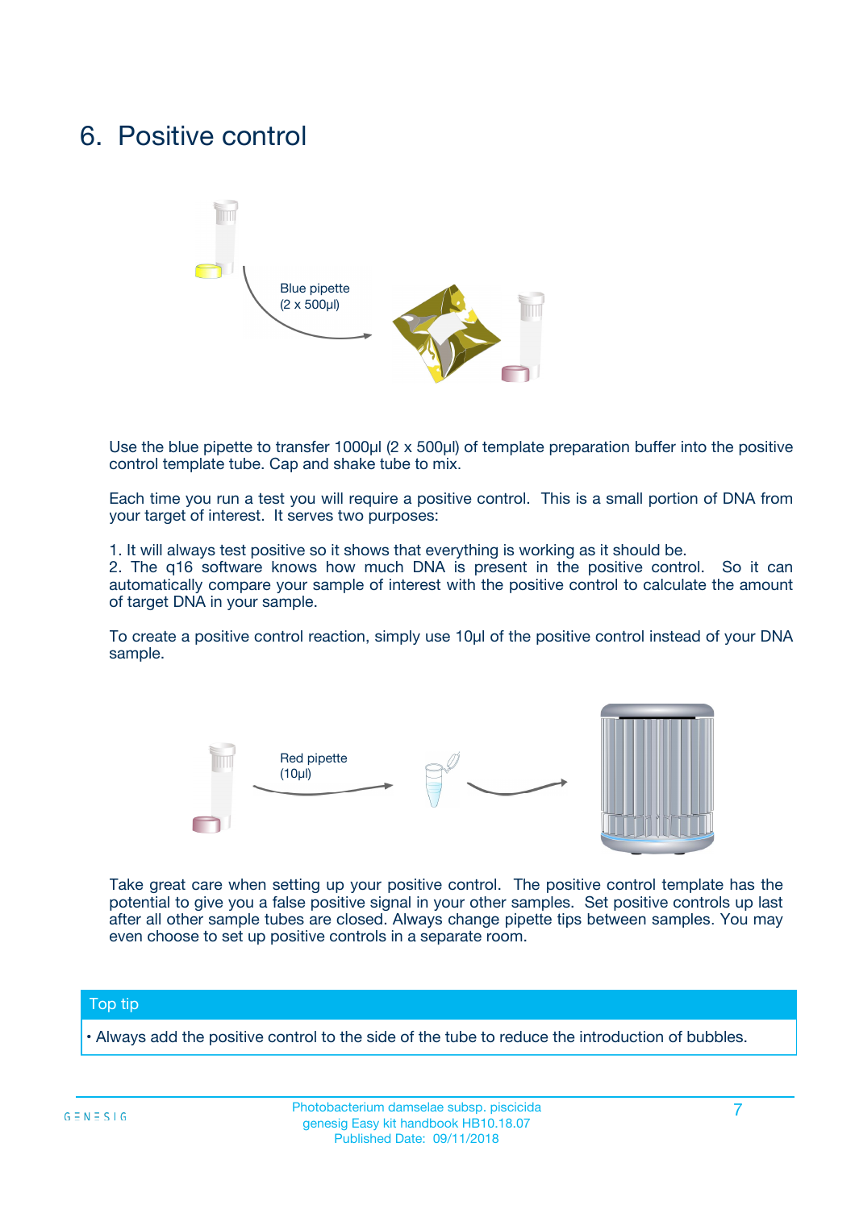# 6. Positive control

Blue pipette
(2 x 500µl)

Use the blue pipette to transfer 1000µl (2 x 500µl) of template preparation buffer into the positive control template tube. Cap and shake tube to mix.

Each time you run a test you will require a positive control. This is a small portion of DNA from your target of interest. It serves two purposes:

1. It will always test positive so it shows that everything is working as it should be.
2. The q16 software knows how much DNA is present in the positive control. So it can automatically compare your sample of interest with the positive control to calculate the amount of target DNA in your sample.

To create a positive control reaction, simply use 10µl of the positive control instead of your DNA sample.

Red pipette
(10µl)

Take great care when setting up your positive control. The positive control template has the potential to give you a false positive signal in your other samples. Set positive controls up last after all other sample tubes are closed. Always change pipette tips between samples. You may even choose to set up positive controls in a separate room.

**Top tip**

- Always add the positive control to the side of the tube to reduce the introduction of bubbles.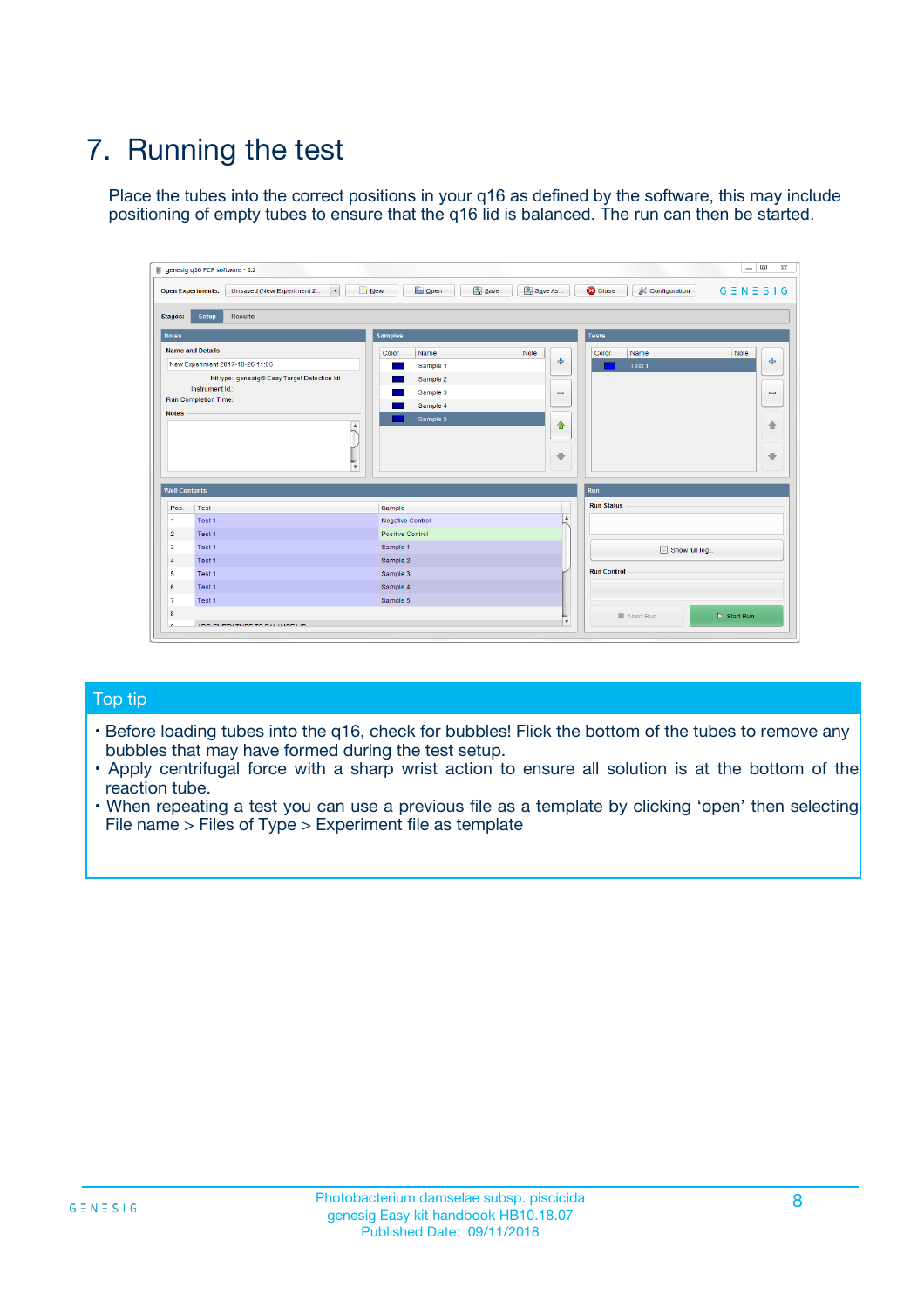# 7. Running the test

Place the tubes into the correct positions in your q16 as defined by the software, this may include positioning of empty tubes to ensure that the q16 lid is balanced. The run can then be started.

## Top tip

- Before loading tubes into the q16, check for bubbles! Flick the bottom of the tubes to remove any bubbles that may have formed during the test setup.
- Apply centrifugal force with a sharp wrist action to ensure all solution is at the bottom of the reaction tube.
- When repeating a test you can use a previous file as a template by clicking 'open' then selecting File name > Files of Type > Experiment file as template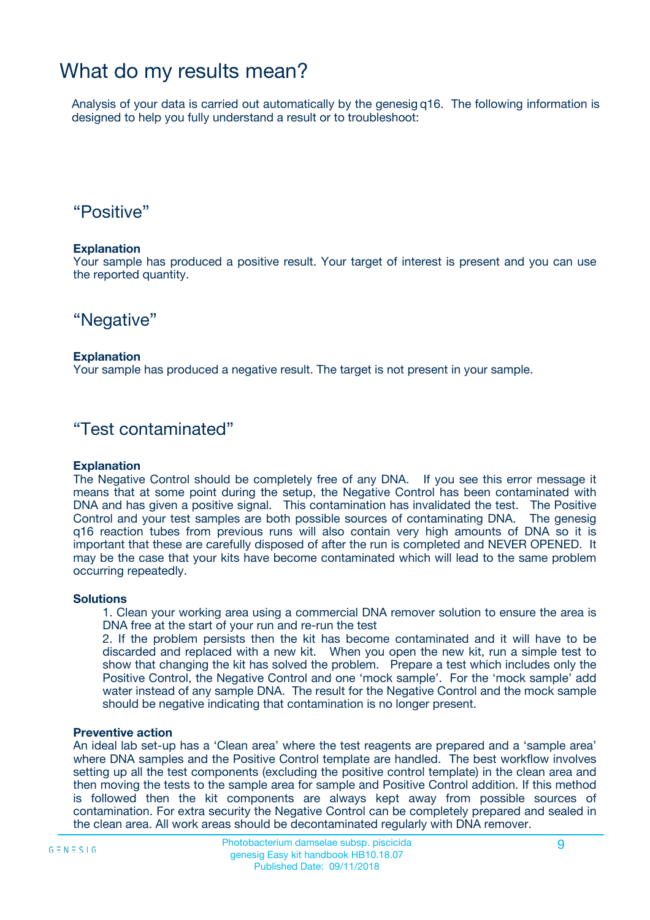# What do my results mean?

Analysis of your data is carried out automatically by the genesig q16. The following information is designed to help you fully understand a result or to troubleshoot:

## “Positive”

**Explanation**
Your sample has produced a positive result. Your target of interest is present and you can use the reported quantity.

## “Negative”

**Explanation**
Your sample has produced a negative result. The target is not present in your sample.

## “Test contaminated”

**Explanation**
The Negative Control should be completely free of any DNA. If you see this error message it means that at some point during the setup, the Negative Control has been contaminated with DNA and has given a positive signal. This contamination has invalidated the test. The Positive Control and your test samples are both possible sources of contaminating DNA. The genesig q16 reaction tubes from previous runs will also contain very high amounts of DNA so it is important that these are carefully disposed of after the run is completed and NEVER OPENED. It may be the case that your kits have become contaminated which will lead to the same problem occurring repeatedly.

**Solutions**

1. Clean your working area using a commercial DNA remover solution to ensure the area is DNA free at the start of your run and re-run the test
2. If the problem persists then the kit has become contaminated and it will have to be discarded and replaced with a new kit. When you open the new kit, run a simple test to show that changing the kit has solved the problem. Prepare a test which includes only the Positive Control, the Negative Control and one ‘mock sample’. For the ‘mock sample’ add water instead of any sample DNA. The result for the Negative Control and the mock sample should be negative indicating that contamination is no longer present.

**Preventive action**
An ideal lab set-up has a ‘Clean area’ where the test reagents are prepared and a ‘sample area’ where DNA samples and the Positive Control template are handled. The best workflow involves setting up all the test components (excluding the positive control template) in the clean area and then moving the tests to the sample area for sample and Positive Control addition. If this method is followed then the kit components are always kept away from possible sources of contamination. For extra security the Negative Control can be completely prepared and sealed in the clean area. All work areas should be decontaminated regularly with DNA remover.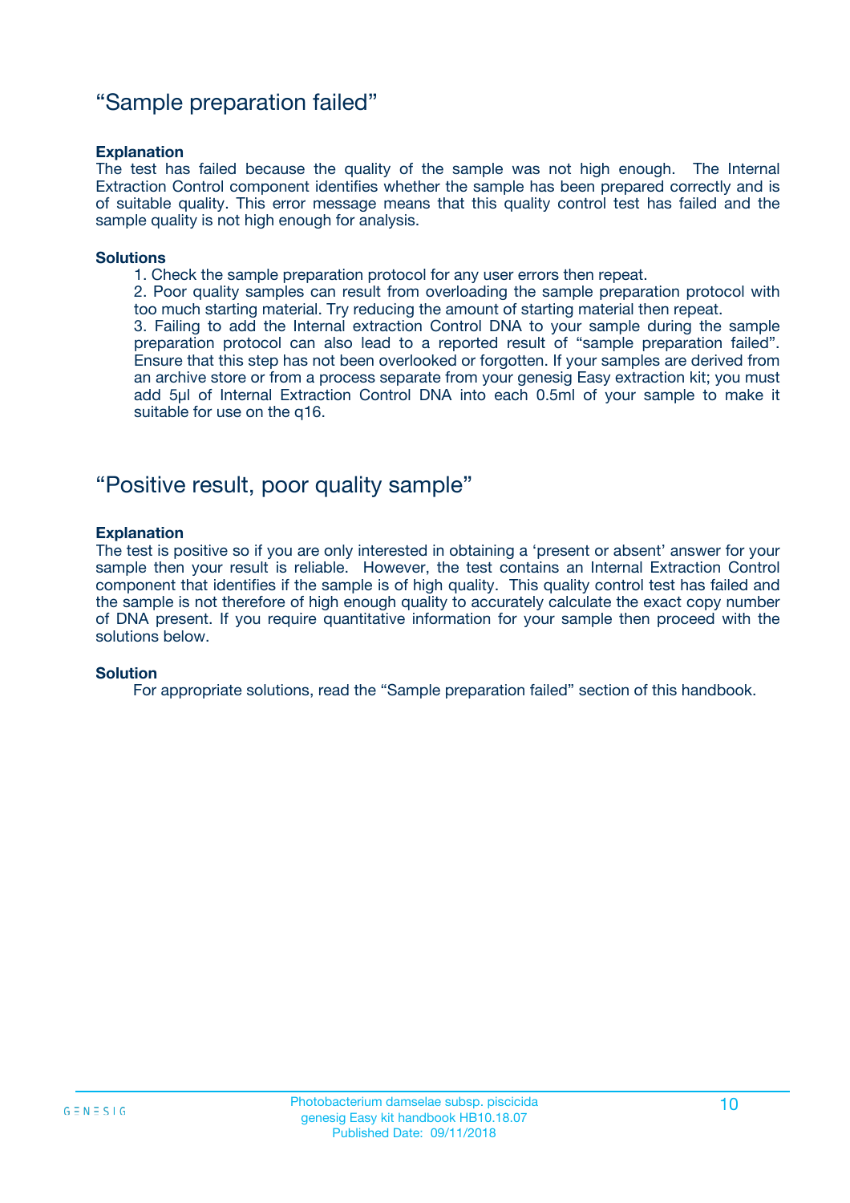## “Sample preparation failed”

**Explanation**

The test has failed because the quality of the sample was not high enough. The Internal Extraction Control component identifies whether the sample has been prepared correctly and is of suitable quality. This error message means that this quality control test has failed and the sample quality is not high enough for analysis.

**Solutions**

1. Check the sample preparation protocol for any user errors then repeat.
2. Poor quality samples can result from overloading the sample preparation protocol with too much starting material. Try reducing the amount of starting material then repeat.
3. Failing to add the Internal extraction Control DNA to your sample during the sample preparation protocol can also lead to a reported result of “sample preparation failed”. Ensure that this step has not been overlooked or forgotten. If your samples are derived from an archive store or from a process separate from your genesig Easy extraction kit; you must add 5µl of Internal Extraction Control DNA into each 0.5ml of your sample to make it suitable for use on the q16.

## “Positive result, poor quality sample”

**Explanation**

The test is positive so if you are only interested in obtaining a ‘present or absent’ answer for your sample then your result is reliable. However, the test contains an Internal Extraction Control component that identifies if the sample is of high quality. This quality control test has failed and the sample is not therefore of high enough quality to accurately calculate the exact copy number of DNA present. If you require quantitative information for your sample then proceed with the solutions below.

**Solution**

For appropriate solutions, read the “Sample preparation failed” section of this handbook.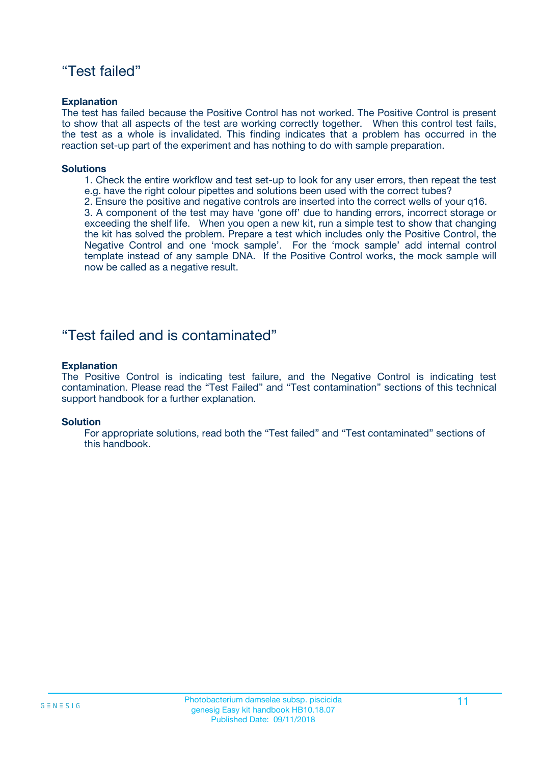## “Test failed”

**Explanation**

The test has failed because the Positive Control has not worked. The Positive Control is present to show that all aspects of the test are working correctly together. When this control test fails, the test as a whole is invalidated. This finding indicates that a problem has occurred in the reaction set-up part of the experiment and has nothing to do with sample preparation.

**Solutions**

1. Check the entire workflow and test set-up to look for any user errors, then repeat the test e.g. have the right colour pipettes and solutions been used with the correct tubes?
2. Ensure the positive and negative controls are inserted into the correct wells of your q16.
3. A component of the test may have ‘gone off’ due to handing errors, incorrect storage or exceeding the shelf life. When you open a new kit, run a simple test to show that changing the kit has solved the problem. Prepare a test which includes only the Positive Control, the Negative Control and one ‘mock sample’. For the ‘mock sample’ add internal control template instead of any sample DNA. If the Positive Control works, the mock sample will now be called as a negative result.

## “Test failed and is contaminated”

**Explanation**

The Positive Control is indicating test failure, and the Negative Control is indicating test contamination. Please read the “Test Failed” and “Test contamination” sections of this technical support handbook for a further explanation.

**Solution**

For appropriate solutions, read both the “Test failed” and “Test contaminated” sections of this handbook.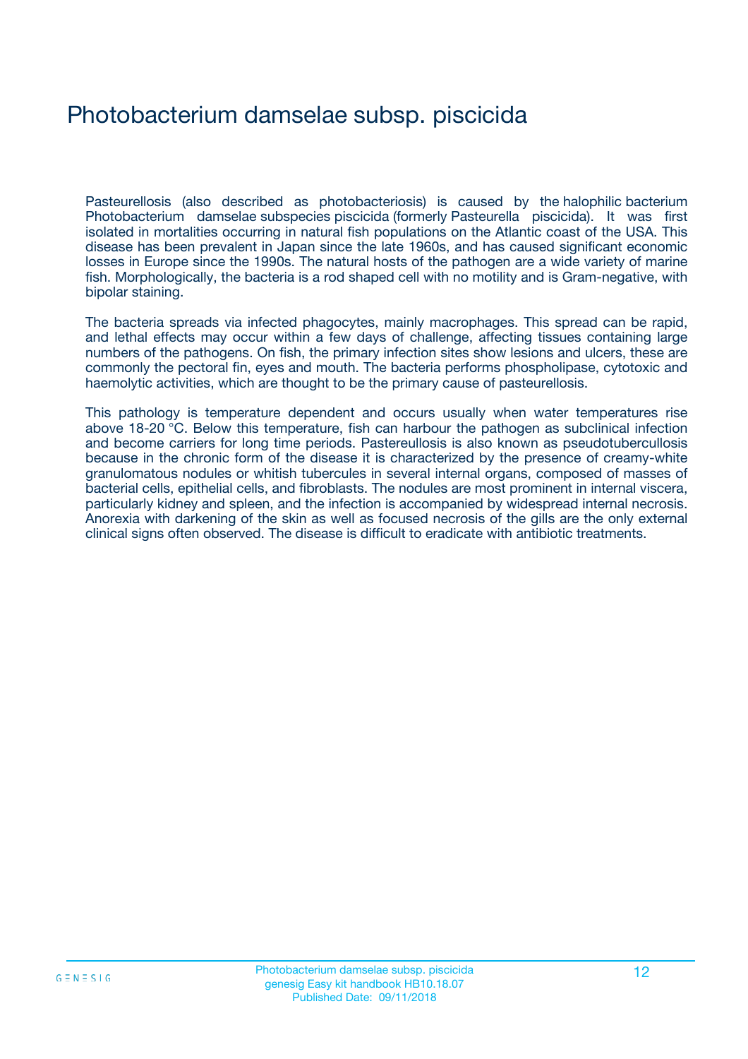# Photobacterium damselae subsp. piscicida

Pasteurellosis (also described as photobacteriosis) is caused by the halophilic bacterium Photobacterium damselae subspecies piscicida (formerly Pasteurella piscicida). It was first isolated in mortalities occurring in natural fish populations on the Atlantic coast of the USA. This disease has been prevalent in Japan since the late 1960s, and has caused significant economic losses in Europe since the 1990s. The natural hosts of the pathogen are a wide variety of marine fish. Morphologically, the bacteria is a rod shaped cell with no motility and is Gram-negative, with bipolar staining.

The bacteria spreads via infected phagocytes, mainly macrophages. This spread can be rapid, and lethal effects may occur within a few days of challenge, affecting tissues containing large numbers of the pathogens. On fish, the primary infection sites show lesions and ulcers, these are commonly the pectoral fin, eyes and mouth. The bacteria performs phospholipase, cytotoxic and haemolytic activities, which are thought to be the primary cause of pasteurellosis.

This pathology is temperature dependent and occurs usually when water temperatures rise above 18-20 °C. Below this temperature, fish can harbour the pathogen as subclinical infection and become carriers for long time periods. Pastereullosis is also known as pseudotubercullosis because in the chronic form of the disease it is characterized by the presence of creamy-white granulomatous nodules or whitish tubercules in several internal organs, composed of masses of bacterial cells, epithelial cells, and fibroblasts. The nodules are most prominent in internal viscera, particularly kidney and spleen, and the infection is accompanied by widespread internal necrosis. Anorexia with darkening of the skin as well as focused necrosis of the gills are the only external clinical signs often observed. The disease is difficult to eradicate with antibiotic treatments.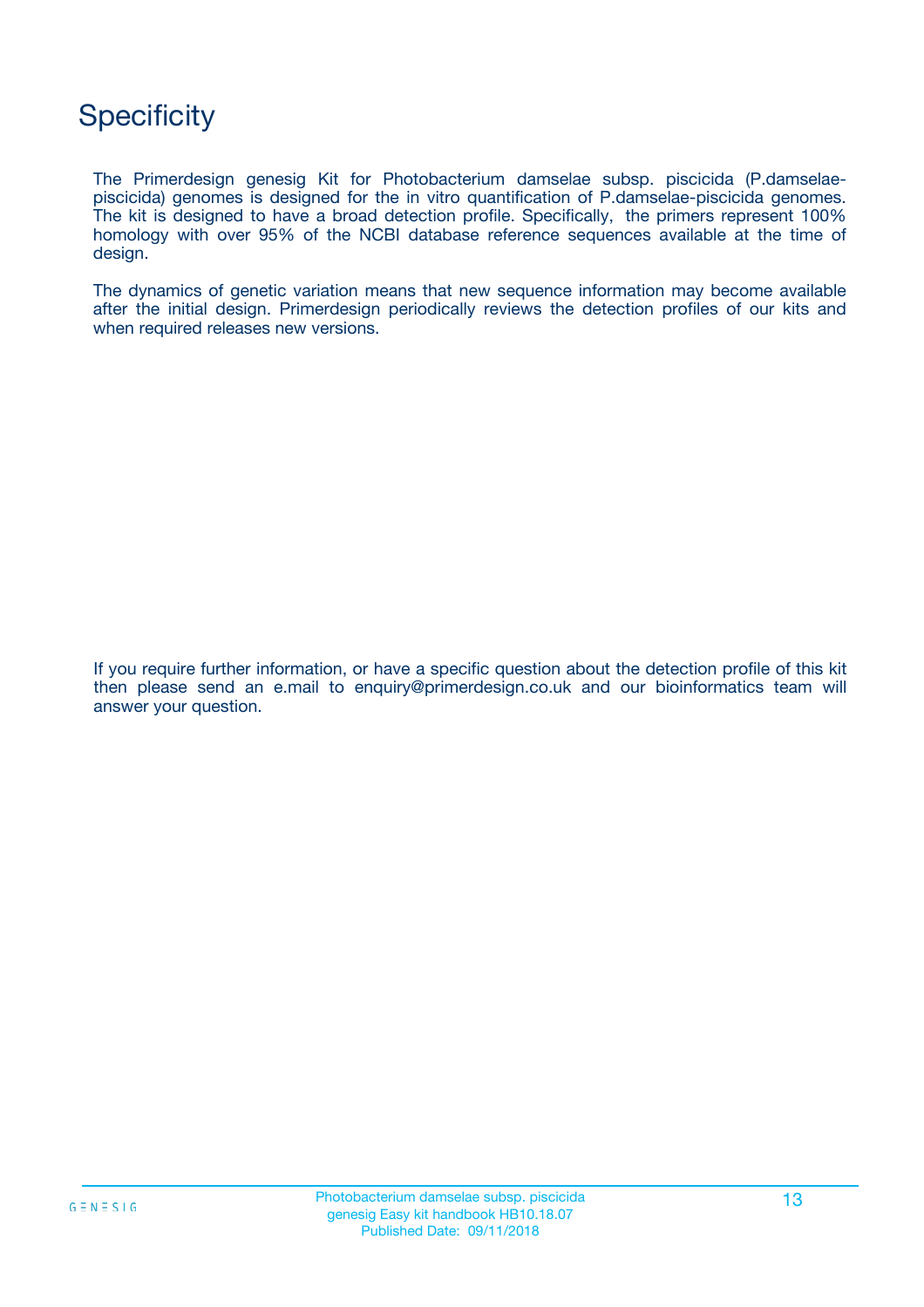# Specificity

The Primerdesign genesig Kit for Photobacterium damselae subsp. piscicida (P.damselae-piscicida) genomes is designed for the in vitro quantification of P.damselae-piscicida genomes. The kit is designed to have a broad detection profile. Specifically, the primers represent 100% homology with over 95% of the NCBI database reference sequences available at the time of design.

The dynamics of genetic variation means that new sequence information may become available after the initial design. Primerdesign periodically reviews the detection profiles of our kits and when required releases new versions.

If you require further information, or have a specific question about the detection profile of this kit then please send an e.mail to enquiry@primerdesign.co.uk and our bioinformatics team will answer your question.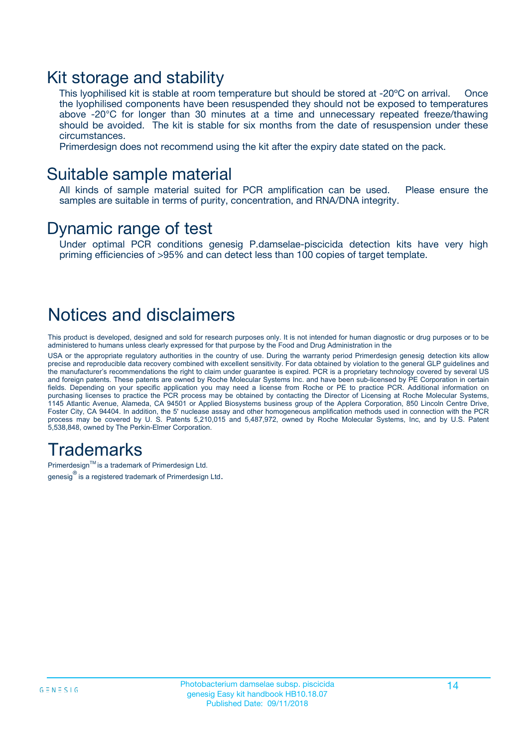## Kit storage and stability

This lyophilised kit is stable at room temperature but should be stored at -20ºC on arrival. Once the lyophilised components have been resuspended they should not be exposed to temperatures above -20°C for longer than 30 minutes at a time and unnecessary repeated freeze/thawing should be avoided. The kit is stable for six months from the date of resuspension under these circumstances.

Primerdesign does not recommend using the kit after the expiry date stated on the pack.

## Suitable sample material

All kinds of sample material suited for PCR amplification can be used. Please ensure the samples are suitable in terms of purity, concentration, and RNA/DNA integrity.

## Dynamic range of test

Under optimal PCR conditions genesig P.damselae-piscicida detection kits have very high priming efficiencies of >95% and can detect less than 100 copies of target template.

# Notices and disclaimers

This product is developed, designed and sold for research purposes only. It is not intended for human diagnostic or drug purposes or to be administered to humans unless clearly expressed for that purpose by the Food and Drug Administration in the USA or the appropriate regulatory authorities in the country of use. During the warranty period Primerdesign genesig detection kits allow precise and reproducible data recovery combined with excellent sensitivity. For data obtained by violation to the general GLP guidelines and the manufacturer's recommendations the right to claim under guarantee is expired. PCR is a proprietary technology covered by several US and foreign patents. These patents are owned by Roche Molecular Systems Inc. and have been sub-licensed by PE Corporation in certain fields. Depending on your specific application you may need a license from Roche or PE to practice PCR. Additional information on purchasing licenses to practice the PCR process may be obtained by contacting the Director of Licensing at Roche Molecular Systems, 1145 Atlantic Avenue, Alameda, CA 94501 or Applied Biosystems business group of the Applera Corporation, 850 Lincoln Centre Drive, Foster City, CA 94404. In addition, the 5' nuclease assay and other homogeneous amplification methods used in connection with the PCR process may be covered by U. S. Patents 5,210,015 and 5,487,972, owned by Roche Molecular Systems, Inc, and by U.S. Patent 5,538,848, owned by The Perkin-Elmer Corporation.

# Trademarks

Primerdesign™ is a trademark of Primerdesign Ltd.

genesig® is a registered trademark of Primerdesign Ltd.